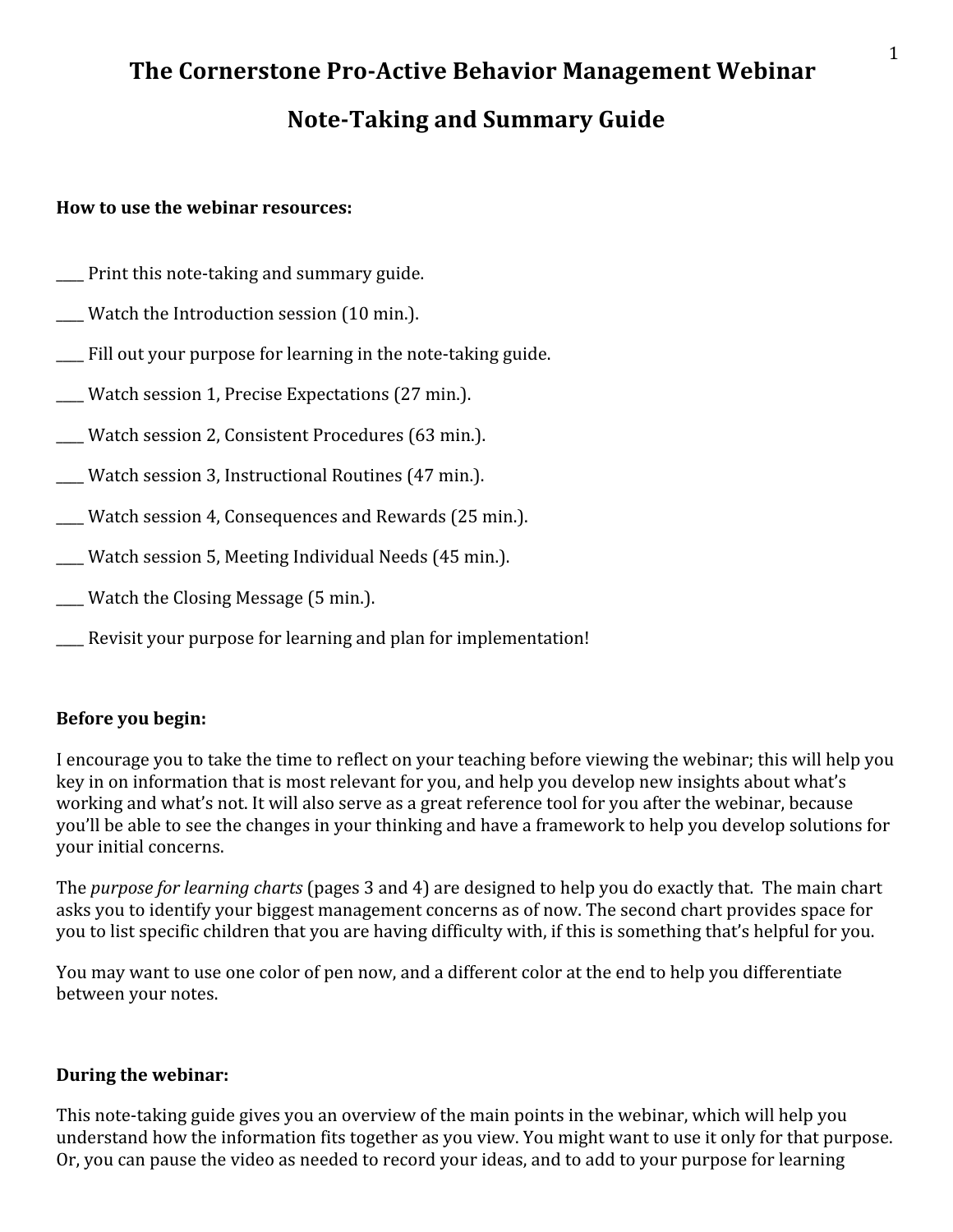# The Cornerstone Pro-Active Behavior Management Webinar

## Note-Taking and Summary Guide

**How to use the webinar resources:**

____ Print this note-taking and summary guide.

____ Watch the Introduction session (10 min.).

____ Fill out your purpose for learning in the note-taking guide.

____ Watch session 1, Precise Expectations (27 min.).

____ Watch session 2, Consistent Procedures (63 min.).

____ Watch session 3, Instructional Routines (47 min.).

____ Watch session 4, Consequences and Rewards (25 min.).

____ Watch session 5, Meeting Individual Needs (45 min.).

____ Watch the Closing Message (5 min.).

____ Revisit your purpose for learning and plan for implementation!

**Before you begin:**

I encourage you to take the time to reflect on your teaching before viewing the webinar; this will help you key in on information that is most relevant for you, and help you develop new insights about what's working and what's not. It will also serve as a great reference tool for you after the webinar, because you'll be able to see the changes in your thinking and have a framework to help you develop solutions for your initial concerns.

The *purpose for learning charts* (pages 3 and 4) are designed to help you do exactly that. The main chart asks you to identify your biggest management concerns as of now. The second chart provides space for you to list specific children that you are having difficulty with, if this is something that's helpful for you.

You may want to use one color of pen now, and a different color at the end to help you differentiate between your notes.

**During the webinar:**

This note-taking guide gives you an overview of the main points in the webinar, which will help you understand how the information fits together as you view. You might want to use it only for that purpose. Or, you can pause the video as needed to record your ideas, and to add to your purpose for learning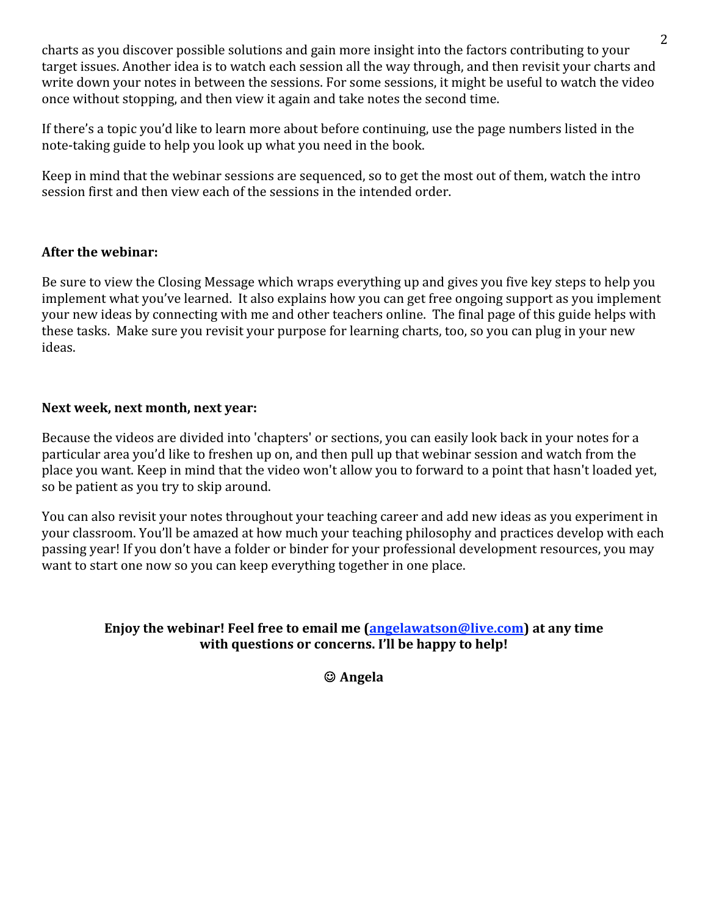charts as you discover possible solutions and gain more insight into the factors contributing to your target issues. Another idea is to watch each session all the way through, and then revisit your charts and write down your notes in between the sessions. For some sessions, it might be useful to watch the video once without stopping, and then view it again and take notes the second time.

If there's a topic you'd like to learn more about before continuing, use the page numbers listed in the note-taking guide to help you look up what you need in the book.

Keep in mind that the webinar sessions are sequenced, so to get the most out of them, watch the intro session first and then view each of the sessions in the intended order.

**After the webinar:**

Be sure to view the Closing Message which wraps everything up and gives you five key steps to help you implement what you've learned. It also explains how you can get free ongoing support as you implement your new ideas by connecting with me and other teachers online. The final page of this guide helps with these tasks. Make sure you revisit your purpose for learning charts, too, so you can plug in your new ideas.

**Next week, next month, next year:**

Because the videos are divided into 'chapters' or sections, you can easily look back in your notes for a particular area you'd like to freshen up on, and then pull up that webinar session and watch from the place you want. Keep in mind that the video won't allow you to forward to a point that hasn't loaded yet, so be patient as you try to skip around.

You can also revisit your notes throughout your teaching career and add new ideas as you experiment in your classroom. You'll be amazed at how much your teaching philosophy and practices develop with each passing year! If you don't have a folder or binder for your professional development resources, you may want to start one now so you can keep everything together in one place.

**Enjoy the webinar! Feel free to email me ([angelawatson@live.com](mailto:angelawatson@live.com)) at any time with questions or concerns. I'll be happy to help!**

**☺ Angela**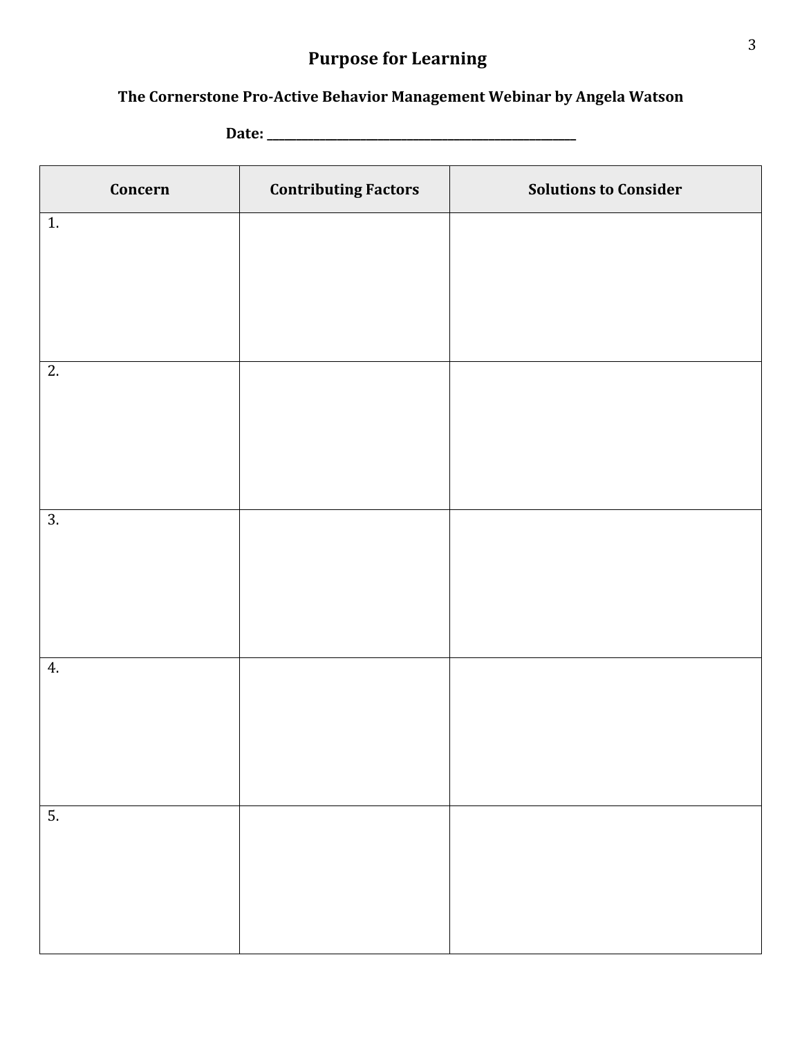# Purpose for Learning

### The Cornerstone Pro-Active Behavior Management Webinar by Angela Watson

**Date: ______________________________________________**

| Concern | Contributing Factors | Solutions to Consider |
|---|---|---|
| 1. | | |
| 2. | | |
| 3. | | |
| 4. | | |
| 5. | | |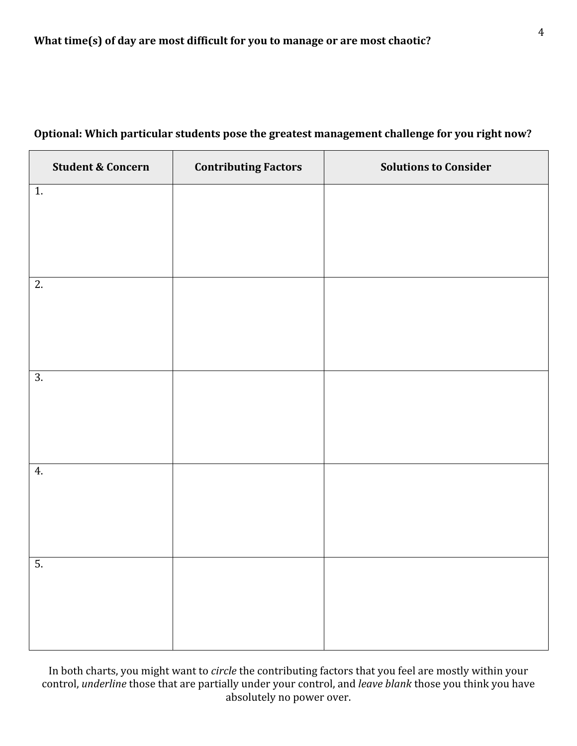**What time(s) of day are most difficult for you to manage or are most chaotic?**

**Optional: Which particular students pose the greatest management challenge for you right now?**

| Student & Concern | Contributing Factors | Solutions to Consider |
|---|---|---|
| 1. | | |
| 2. | | |
| 3. | | |
| 4. | | |
| 5. | | |

In both charts, you might want to *circle* the contributing factors that you feel are mostly within your control, *underline* those that are partially under your control, and *leave blank* those you think you have absolutely no power over.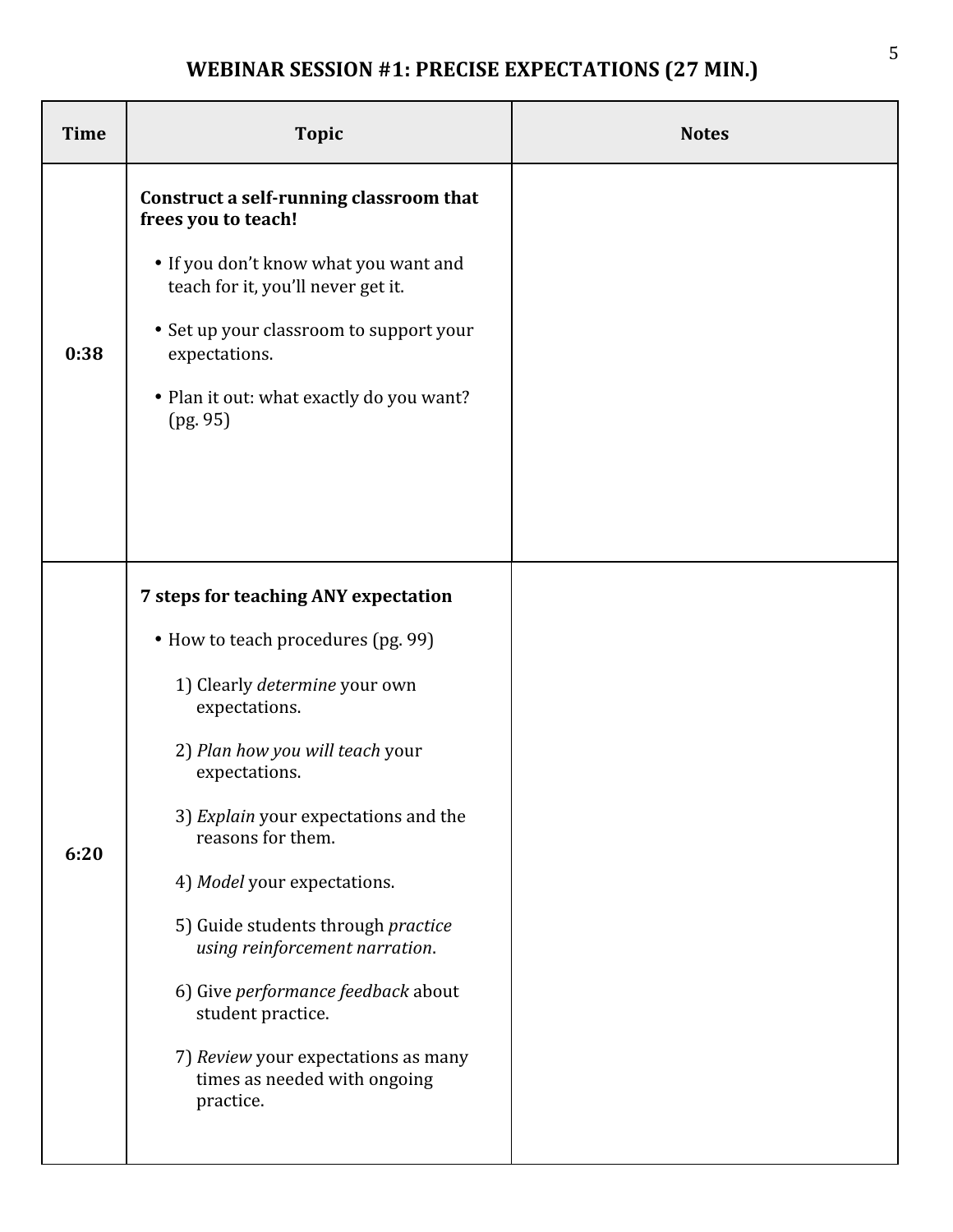## WEBINAR SESSION #1: PRECISE EXPECTATIONS (27 MIN.)

| Time | Topic | Notes |
|---|---|---|
| **0:38** | **Construct a self-running classroom that frees you to teach!**<br>• If you don't know what you want and teach for it, you'll never get it.<br>• Set up your classroom to support your expectations.<br>• Plan it out: what exactly do you want? (pg. 95) | |
| **6:20** | **7 steps for teaching ANY expectation**<br>• How to teach procedures (pg. 99)<br>1) Clearly *determine* your own expectations.<br>2) *Plan how you will teach* your expectations.<br>3) *Explain* your expectations and the reasons for them.<br>4) *Model* your expectations.<br>5) Guide students through *practice using reinforcement narration*.<br>6) Give *performance feedback* about student practice.<br>7) *Review* your expectations as many times as needed with ongoing practice. | |